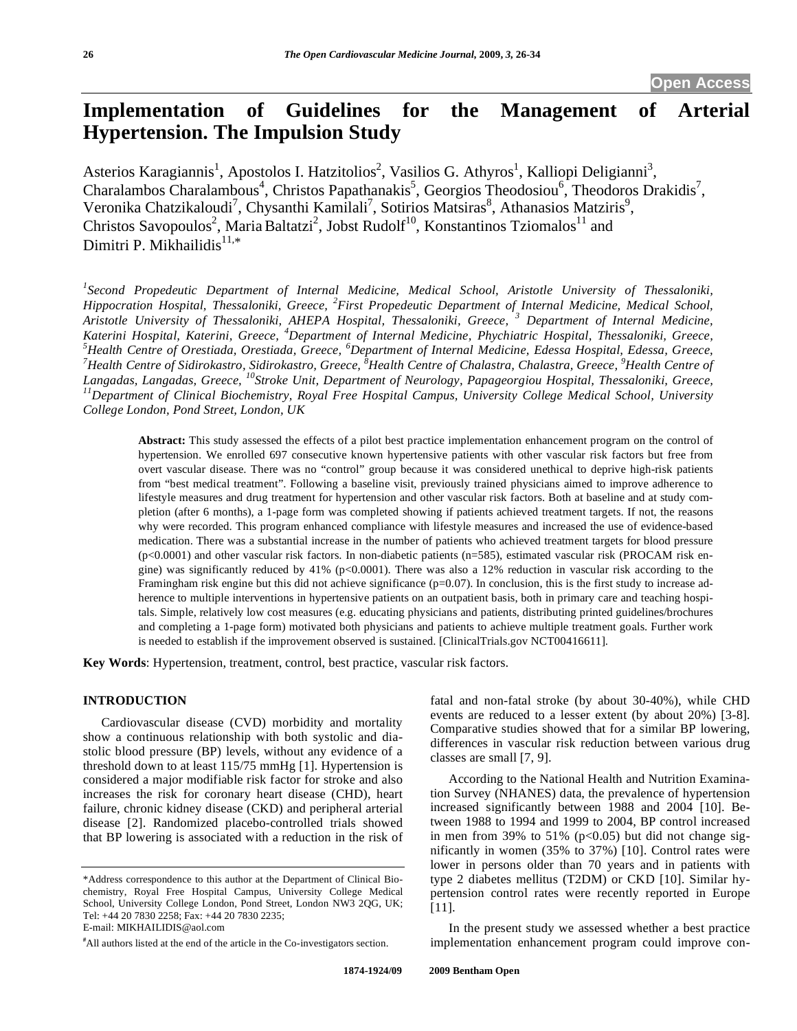# Implementation of Guidelines for the Management of Arterial Hypertension. The Impulsion Study

Asterios Karagiannis[1], Apostolos I. Hatzitolios[2], Vasilios G. Athyros[1], Kalliopi Deligianni[3], Charalambos Charalambous[4], Christos Papathanakis[5], Georgios Theodosiou[6], Theodoros Drakidis[7], Veronika Chatzikaloudi[7], Chysanthi Kamilali[7], Sotirios Matsiras[8], Athanasios Matziris[9], Christos Savopoulos[2], Maria Baltatzi[2], Jobst Rudolf[10], Konstantinos Tziomalos[11] and Dimitri P. Mikhailidis[11,*]

*[1]Second Propedeutic Department of Internal Medicine, Medical School, Aristotle University of Thessaloniki, Hippocration Hospital, Thessaloniki, Greece, [2]First Propedeutic Department of Internal Medicine, Medical School, Aristotle University of Thessaloniki, AHEPA Hospital, Thessaloniki, Greece, [3] Department of Internal Medicine, Katerini Hospital, Katerini, Greece, [4]Department of Internal Medicine, Phychiatric Hospital, Thessaloniki, Greece, [5]Health Centre of Orestiada, Orestiada, Greece, [6]Department of Internal Medicine, Edessa Hospital, Edessa, Greece, [7]Health Centre of Sidirokastro, Sidirokastro, Greece, [8]Health Centre of Chalastra, Chalastra, Greece, [9]Health Centre of Langadas, Langadas, Greece, [10]Stroke Unit, Department of Neurology, Papageorgiou Hospital, Thessaloniki, Greece, [11]Department of Clinical Biochemistry, Royal Free Hospital Campus, University College Medical School, University College London, Pond Street, London, UK*

**Abstract:** This study assessed the effects of a pilot best practice implementation enhancement program on the control of hypertension. We enrolled 697 consecutive known hypertensive patients with other vascular risk factors but free from overt vascular disease. There was no "control" group because it was considered unethical to deprive high-risk patients from "best medical treatment". Following a baseline visit, previously trained physicians aimed to improve adherence to lifestyle measures and drug treatment for hypertension and other vascular risk factors. Both at baseline and at study completion (after 6 months), a 1-page form was completed showing if patients achieved treatment targets. If not, the reasons why were recorded. This program enhanced compliance with lifestyle measures and increased the use of evidence-based medication. There was a substantial increase in the number of patients who achieved treatment targets for blood pressure ($p<0.0001$) and other vascular risk factors. In non-diabetic patients (n=585), estimated vascular risk (PROCAM risk engine) was significantly reduced by 41% ($p<0.0001$). There was also a 12% reduction in vascular risk according to the Framingham risk engine but this did not achieve significance ($p=0.07$). In conclusion, this is the first study to increase adherence to multiple interventions in hypertensive patients on an outpatient basis, both in primary care and teaching hospitals. Simple, relatively low cost measures (e.g. educating physicians and patients, distributing printed guidelines/brochures and completing a 1-page form) motivated both physicians and patients to achieve multiple treatment goals. Further work is needed to establish if the improvement observed is sustained. [ClinicalTrials.gov NCT00416611].

**Key Words**: Hypertension, treatment, control, best practice, vascular risk factors.

## INTRODUCTION

Cardiovascular disease (CVD) morbidity and mortality show a continuous relationship with both systolic and diastolic blood pressure (BP) levels, without any evidence of a threshold down to at least 115/75 mmHg [1]. Hypertension is considered a major modifiable risk factor for stroke and also increases the risk for coronary heart disease (CHD), heart failure, chronic kidney disease (CKD) and peripheral arterial disease [2]. Randomized placebo-controlled trials showed that BP lowering is associated with a reduction in the risk of fatal and non-fatal stroke (by about 30-40%), while CHD events are reduced to a lesser extent (by about 20%) [3-8]. Comparative studies showed that for a similar BP lowering, differences in vascular risk reduction between various drug classes are small [7, 9].

According to the National Health and Nutrition Examination Survey (NHANES) data, the prevalence of hypertension increased significantly between 1988 and 2004 [10]. Between 1988 to 1994 and 1999 to 2004, BP control increased in men from 39% to 51% ($p<0.05$) but did not change significantly in women (35% to 37%) [10]. Control rates were lower in persons older than 70 years and in patients with type 2 diabetes mellitus (T2DM) or CKD [10]. Similar hypertension control rates were recently reported in Europe [11].

In the present study we assessed whether a best practice implementation enhancement program could improve con-

*Address correspondence to this author at the Department of Clinical Biochemistry, Royal Free Hospital Campus, University College Medical School, University College London, Pond Street, London NW3 2QG, UK; Tel: +44 20 7830 2258; Fax: +44 20 7830 2235; E-mail: MIKHAILIDIS@aol.com

[#]All authors listed at the end of the article in the Co-investigators section.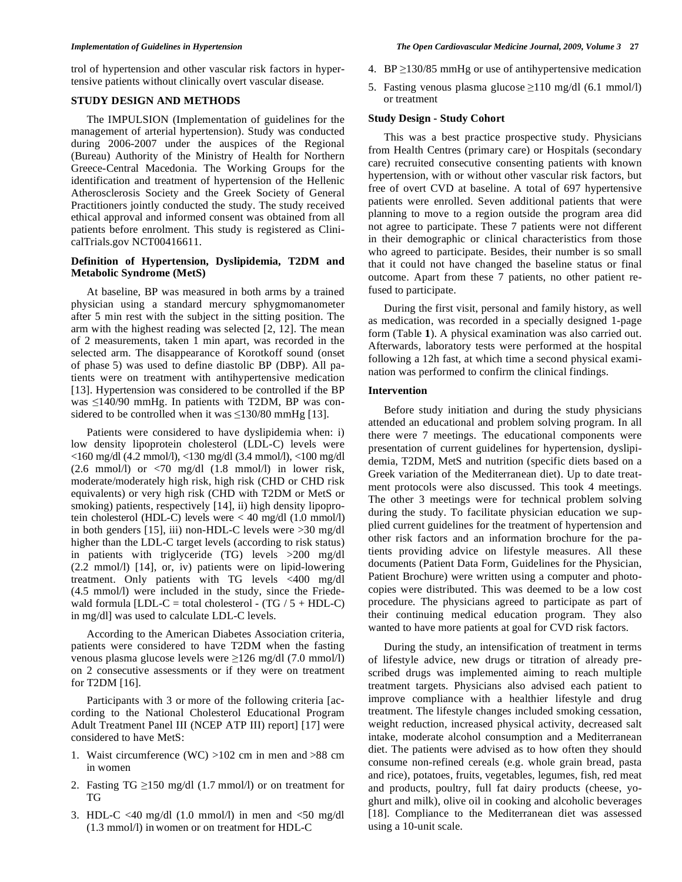trol of hypertension and other vascular risk factors in hypertensive patients without clinically overt vascular disease.

## STUDY DESIGN AND METHODS

The IMPULSION (Implementation of guidelines for the management of arterial hypertension). Study was conducted during 2006-2007 under the auspices of the Regional (Bureau) Authority of the Ministry of Health for Northern Greece-Central Macedonia. The Working Groups for the identification and treatment of hypertension of the Hellenic Atherosclerosis Society and the Greek Society of General Practitioners jointly conducted the study. The study received ethical approval and informed consent was obtained from all patients before enrolment. This study is registered as ClinicalTrials.gov NCT00416611.

### Definition of Hypertension, Dyslipidemia, T2DM and Metabolic Syndrome (MetS)

At baseline, BP was measured in both arms by a trained physician using a standard mercury sphygmomanometer after 5 min rest with the subject in the sitting position. The arm with the highest reading was selected [2, 12]. The mean of 2 measurements, taken 1 min apart, was recorded in the selected arm. The disappearance of Korotkoff sound (onset of phase 5) was used to define diastolic BP (DBP). All patients were on treatment with antihypertensive medication [13]. Hypertension was considered to be controlled if the BP was ≤140/90 mmHg. In patients with T2DM, BP was considered to be controlled when it was ≤130/80 mmHg [13].

Patients were considered to have dyslipidemia when: i) low density lipoprotein cholesterol (LDL-C) levels were <160 mg/dl (4.2 mmol/l), <130 mg/dl (3.4 mmol/l), <100 mg/dl (2.6 mmol/l) or <70 mg/dl (1.8 mmol/l) in lower risk, moderate/moderately high risk, high risk (CHD or CHD risk equivalents) or very high risk (CHD with T2DM or MetS or smoking) patients, respectively [14], ii) high density lipoprotein cholesterol (HDL-C) levels were < 40 mg/dl (1.0 mmol/l) in both genders [15], iii) non-HDL-C levels were >30 mg/dl higher than the LDL-C target levels (according to risk status) in patients with triglyceride (TG) levels >200 mg/dl (2.2 mmol/l) [14], or, iv) patients were on lipid-lowering treatment. Only patients with TG levels <400 mg/dl (4.5 mmol/l) were included in the study, since the Friedewald formula [LDL-C = total cholesterol - (TG / 5 + HDL-C) in mg/dl] was used to calculate LDL-C levels.

According to the American Diabetes Association criteria, patients were considered to have T2DM when the fasting venous plasma glucose levels were ≥126 mg/dl (7.0 mmol/l) on 2 consecutive assessments or if they were on treatment for T2DM [16].

Participants with 3 or more of the following criteria [according to the National Cholesterol Educational Program Adult Treatment Panel III (NCEP ATP III) report] [17] were considered to have MetS:

1. Waist circumference (WC) >102 cm in men and >88 cm in women
2. Fasting TG ≥150 mg/dl (1.7 mmol/l) or on treatment for TG
3. HDL-C <40 mg/dl (1.0 mmol/l) in men and <50 mg/dl (1.3 mmol/l) in women or on treatment for HDL-C
4. BP ≥130/85 mmHg or use of antihypertensive medication
5. Fasting venous plasma glucose ≥110 mg/dl (6.1 mmol/l) or treatment

### Study Design - Study Cohort

This was a best practice prospective study. Physicians from Health Centres (primary care) or Hospitals (secondary care) recruited consecutive consenting patients with known hypertension, with or without other vascular risk factors, but free of overt CVD at baseline. A total of 697 hypertensive patients were enrolled. Seven additional patients that were planning to move to a region outside the program area did not agree to participate. These 7 patients were not different in their demographic or clinical characteristics from those who agreed to participate. Besides, their number is so small that it could not have changed the baseline status or final outcome. Apart from these 7 patients, no other patient refused to participate.

During the first visit, personal and family history, as well as medication, was recorded in a specially designed 1-page form (Table **1**). A physical examination was also carried out. Afterwards, laboratory tests were performed at the hospital following a 12h fast, at which time a second physical examination was performed to confirm the clinical findings.

### Intervention

Before study initiation and during the study physicians attended an educational and problem solving program. In all there were 7 meetings. The educational components were presentation of current guidelines for hypertension, dyslipidemia, T2DM, MetS and nutrition (specific diets based on a Greek variation of the Mediterranean diet). Up to date treatment protocols were also discussed. This took 4 meetings. The other 3 meetings were for technical problem solving during the study. To facilitate physician education we supplied current guidelines for the treatment of hypertension and other risk factors and an information brochure for the patients providing advice on lifestyle measures. All these documents (Patient Data Form, Guidelines for the Physician, Patient Brochure) were written using a computer and photocopies were distributed. This was deemed to be a low cost procedure. The physicians agreed to participate as part of their continuing medical education program. They also wanted to have more patients at goal for CVD risk factors.

During the study, an intensification of treatment in terms of lifestyle advice, new drugs or titration of already prescribed drugs was implemented aiming to reach multiple treatment targets. Physicians also advised each patient to improve compliance with a healthier lifestyle and drug treatment. The lifestyle changes included smoking cessation, weight reduction, increased physical activity, decreased salt intake, moderate alcohol consumption and a Mediterranean diet. The patients were advised as to how often they should consume non-refined cereals (e.g. whole grain bread, pasta and rice), potatoes, fruits, vegetables, legumes, fish, red meat and products, poultry, full fat dairy products (cheese, yoghurt and milk), olive oil in cooking and alcoholic beverages [18]. Compliance to the Mediterranean diet was assessed using a 10-unit scale.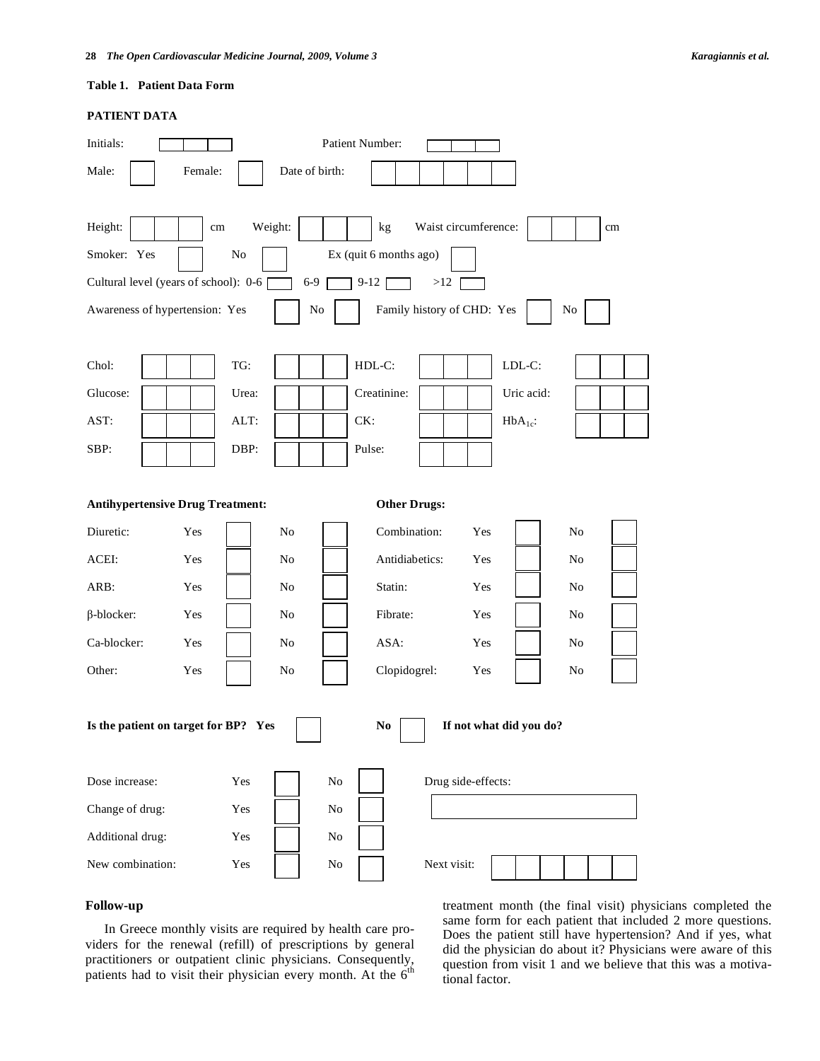**Table 1. Patient Data Form**

**PATIENT DATA**

Initials: ☐☐☐ Patient Number: ☐☐☐

Male: ☐ Female: ☐ Date of birth: ☐☐☐☐☐☐

Height: ☐☐☐ cm Weight: ☐☐☐ kg Waist circumference: ☐☐☐ cm

Smoker: Yes ☐ No ☐ Ex (quit 6 months ago) ☐

Cultural level (years of school): 0-6 ☐ 6-9 ☐ 9-12 ☐ >12 ☐

Awareness of hypertension: Yes ☐ No ☐ Family history of CHD: Yes ☐ No ☐

| | | | | | | | |
|---|---|---|---|---|---|---|---|
| Chol: | ☐☐☐ | TG: | ☐☐☐ | HDL-C: | ☐☐☐ | LDL-C: | ☐☐☐ |
| Glucose: | ☐☐☐ | Urea: | ☐☐☐ | Creatinine: | ☐☐☐ | Uric acid: | ☐☐☐ |
| AST: | ☐☐☐ | ALT: | ☐☐☐ | CK: | ☐☐☐ | $HbA_{1c}$: | ☐☐☐ |
| SBP: | ☐☐☐ | DBP: | ☐☐☐ | Pulse: | ☐☐☐ | | |

| **Antihypertensive Drug Treatment:** | | | | | **Other Drugs:** | | | | |
|---|---|---|---|---|---|---|---|---|---|
| Diuretic: | Yes | ☐ | No | ☐ | Combination: | Yes | ☐ | No | ☐ |
| ACEI: | Yes | ☐ | No | ☐ | Antidiabetics: | Yes | ☐ | No | ☐ |
| ARB: | Yes | ☐ | No | ☐ | Statin: | Yes | ☐ | No | ☐ |
| β-blocker: | Yes | ☐ | No | ☐ | Fibrate: | Yes | ☐ | No | ☐ |
| Ca-blocker: | Yes | ☐ | No | ☐ | ASA: | Yes | ☐ | No | ☐ |
| Other: | Yes | ☐ | No | ☐ | Clopidogrel: | Yes | ☐ | No | ☐ |

**Is the patient on target for BP? Yes** ☐ **No** ☐ **If not what did you do?**

| | | | | | |
|---|---|---|---|---|---|
| Dose increase: | Yes | ☐ | No | ☐ | Drug side-effects: |
| Change of drug: | Yes | ☐ | No | ☐ | ☐ |
| Additional drug: | Yes | ☐ | No | ☐ | |
| New combination: | Yes | ☐ | No | ☐ | Next visit: ☐☐☐☐☐☐ |

## Follow-up

In Greece monthly visits are required by health care providers for the renewal (refill) of prescriptions by general practitioners or outpatient clinic physicians. Consequently, patients had to visit their physician every month. At the 6th treatment month (the final visit) physicians completed the same form for each patient that included 2 more questions. Does the patient still have hypertension? And if yes, what did the physician do about it? Physicians were aware of this question from visit 1 and we believe that this was a motivational factor.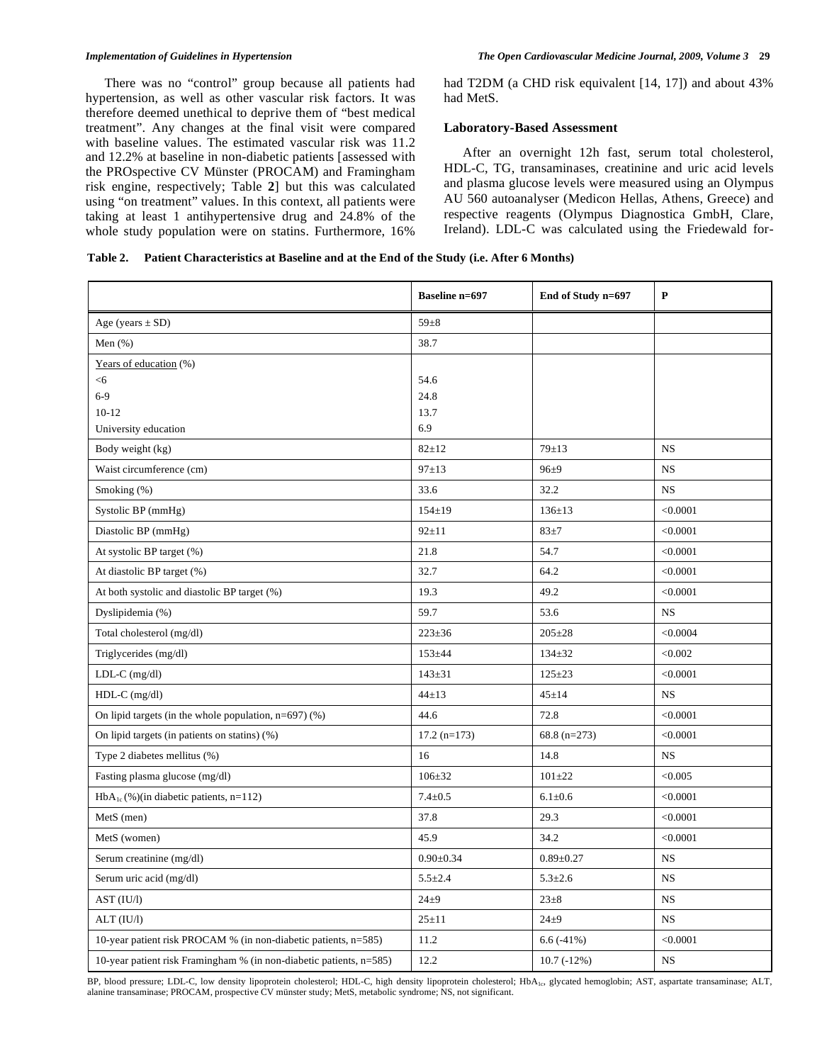There was no "control" group because all patients had hypertension, as well as other vascular risk factors. It was therefore deemed unethical to deprive them of "best medical treatment". Any changes at the final visit were compared with baseline values. The estimated vascular risk was 11.2 and 12.2% at baseline in non-diabetic patients [assessed with the PROspective CV Münster (PROCAM) and Framingham risk engine, respectively; Table **2**] but this was calculated using "on treatment" values. In this context, all patients were taking at least 1 antihypertensive drug and 24.8% of the whole study population were on statins. Furthermore, 16% had T2DM (a CHD risk equivalent [14, 17]) and about 43% had MetS.

### Laboratory-Based Assessment

After an overnight 12h fast, serum total cholesterol, HDL-C, TG, transaminases, creatinine and uric acid levels and plasma glucose levels were measured using an Olympus AU 560 autoanalyser (Medicon Hellas, Athens, Greece) and respective reagents (Olympus Diagnostica GmbH, Clare, Ireland). LDL-C was calculated using the Friedewald for-

**Table 2. Patient Characteristics at Baseline and at the End of the Study (i.e. After 6 Months)**

| | Baseline n=697 | End of Study n=697 | P |
|---|---|---|---|
| Age (years ± SD) | 59±8 | | |
| Men (%) | 38.7 | | |
| Years of education (%) | | | |
| <6 | 54.6 | | |
| 6-9 | 24.8 | | |
| 10-12 | 13.7 | | |
| University education | 6.9 | | |
| Body weight (kg) | 82±12 | 79±13 | NS |
| Waist circumference (cm) | 97±13 | 96±9 | NS |
| Smoking (%) | 33.6 | 32.2 | NS |
| Systolic BP (mmHg) | 154±19 | 136±13 | <0.0001 |
| Diastolic BP (mmHg) | 92±11 | 83±7 | <0.0001 |
| At systolic BP target (%) | 21.8 | 54.7 | <0.0001 |
| At diastolic BP target (%) | 32.7 | 64.2 | <0.0001 |
| At both systolic and diastolic BP target (%) | 19.3 | 49.2 | <0.0001 |
| Dyslipidemia (%) | 59.7 | 53.6 | NS |
| Total cholesterol (mg/dl) | 223±36 | 205±28 | <0.0004 |
| Triglycerides (mg/dl) | 153±44 | 134±32 | <0.002 |
| LDL-C (mg/dl) | 143±31 | 125±23 | <0.0001 |
| HDL-C (mg/dl) | 44±13 | 45±14 | NS |
| On lipid targets (in the whole population, n=697) (%) | 44.6 | 72.8 | <0.0001 |
| On lipid targets (in patients on statins) (%) | 17.2 (n=173) | 68.8 (n=273) | <0.0001 |
| Type 2 diabetes mellitus (%) | 16 | 14.8 | NS |
| Fasting plasma glucose (mg/dl) | 106±32 | 101±22 | <0.005 |
| $HbA_{1c}$ (%)(in diabetic patients, n=112) | 7.4±0.5 | 6.1±0.6 | <0.0001 |
| MetS (men) | 37.8 | 29.3 | <0.0001 |
| MetS (women) | 45.9 | 34.2 | <0.0001 |
| Serum creatinine (mg/dl) | 0.90±0.34 | 0.89±0.27 | NS |
| Serum uric acid (mg/dl) | 5.5±2.4 | 5.3±2.6 | NS |
| AST (IU/l) | 24±9 | 23±8 | NS |
| ALT (IU/l) | 25±11 | 24±9 | NS |
| 10-year patient risk PROCAM % (in non-diabetic patients, n=585) | 11.2 | 6.6 (-41%) | <0.0001 |
| 10-year patient risk Framingham % (in non-diabetic patients, n=585) | 12.2 | 10.7 (-12%) | NS |

BP, blood pressure; LDL-C, low density lipoprotein cholesterol; HDL-C, high density lipoprotein cholesterol; $HbA_{1c}$, glycated hemoglobin; AST, aspartate transaminase; ALT, alanine transaminase; PROCAM, prospective CV münster study; MetS, metabolic syndrome; NS, not significant.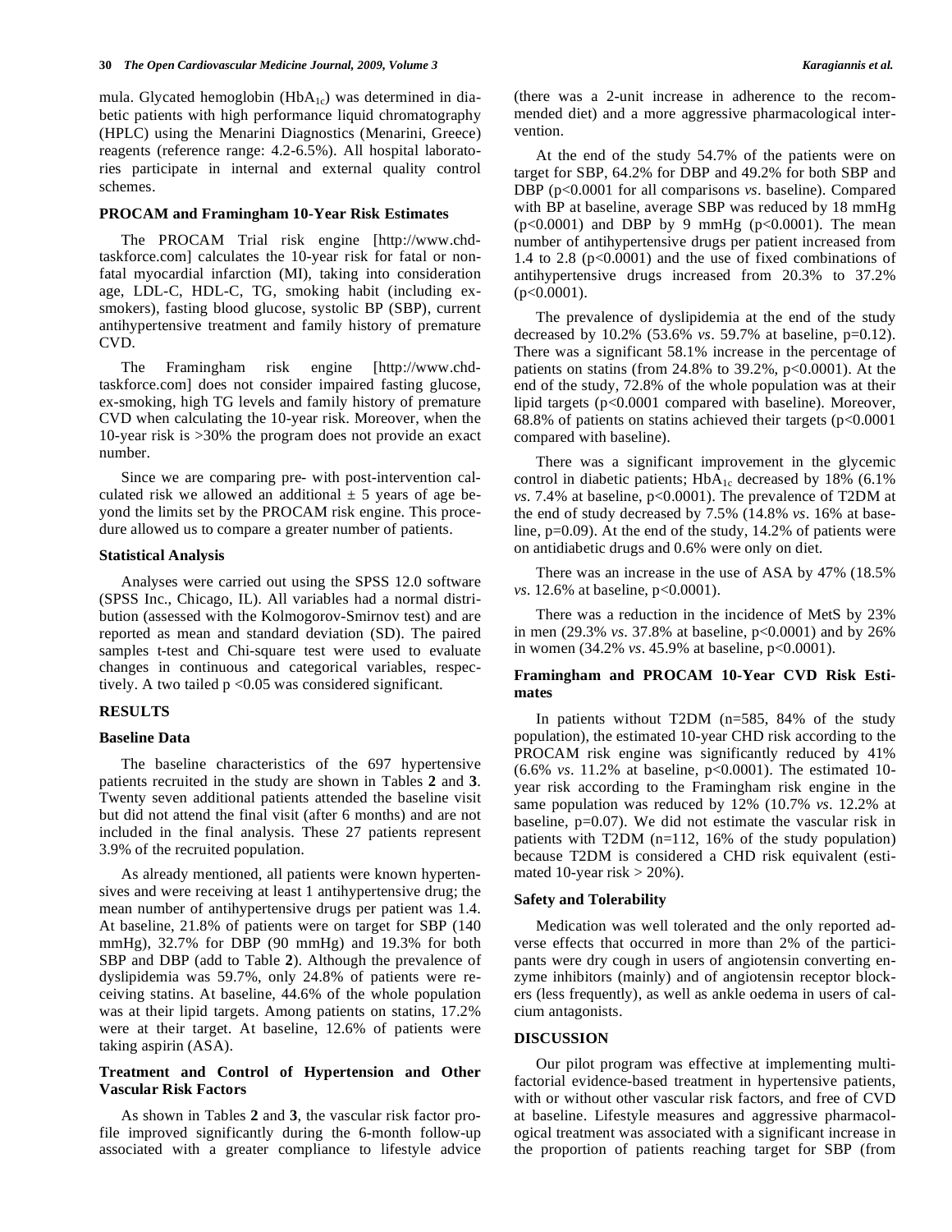mula. Glycated hemoglobin ($HbA_{1c}$) was determined in diabetic patients with high performance liquid chromatography (HPLC) using the Menarini Diagnostics (Menarini, Greece) reagents (reference range: 4.2-6.5%). All hospital laboratories participate in internal and external quality control schemes.

### PROCAM and Framingham 10-Year Risk Estimates

The PROCAM Trial risk engine [http://www.chd-taskforce.com] calculates the 10-year risk for fatal or non-fatal myocardial infarction (MI), taking into consideration age, LDL-C, HDL-C, TG, smoking habit (including ex-smokers), fasting blood glucose, systolic BP (SBP), current antihypertensive treatment and family history of premature CVD.

The Framingham risk engine [http://www.chd-taskforce.com] does not consider impaired fasting glucose, ex-smoking, high TG levels and family history of premature CVD when calculating the 10-year risk. Moreover, when the 10-year risk is >30% the program does not provide an exact number.

Since we are comparing pre- with post-intervention calculated risk we allowed an additional ± 5 years of age beyond the limits set by the PROCAM risk engine. This procedure allowed us to compare a greater number of patients.

### Statistical Analysis

Analyses were carried out using the SPSS 12.0 software (SPSS Inc., Chicago, IL). All variables had a normal distribution (assessed with the Kolmogorov-Smirnov test) and are reported as mean and standard deviation (SD). The paired samples t-test and Chi-square test were used to evaluate changes in continuous and categorical variables, respectively. A two tailed $p < 0.05$ was considered significant.

## RESULTS

### Baseline Data

The baseline characteristics of the 697 hypertensive patients recruited in the study are shown in Tables **2** and **3**. Twenty seven additional patients attended the baseline visit but did not attend the final visit (after 6 months) and are not included in the final analysis. These 27 patients represent 3.9% of the recruited population.

As already mentioned, all patients were known hypertensives and were receiving at least 1 antihypertensive drug; the mean number of antihypertensive drugs per patient was 1.4. At baseline, 21.8% of patients were on target for SBP (140 mmHg), 32.7% for DBP (90 mmHg) and 19.3% for both SBP and DBP (add to Table **2**). Although the prevalence of dyslipidemia was 59.7%, only 24.8% of patients were receiving statins. At baseline, 44.6% of the whole population was at their lipid targets. Among patients on statins, 17.2% were at their target. At baseline, 12.6% of patients were taking aspirin (ASA).

### Treatment and Control of Hypertension and Other Vascular Risk Factors

As shown in Tables **2** and **3**, the vascular risk factor profile improved significantly during the 6-month follow-up associated with a greater compliance to lifestyle advice (there was a 2-unit increase in adherence to the recommended diet) and a more aggressive pharmacological intervention.

At the end of the study 54.7% of the patients were on target for SBP, 64.2% for DBP and 49.2% for both SBP and DBP ($p<0.0001$ for all comparisons *vs*. baseline). Compared with BP at baseline, average SBP was reduced by 18 mmHg ($p<0.0001$) and DBP by 9 mmHg ($p<0.0001$). The mean number of antihypertensive drugs per patient increased from 1.4 to 2.8 ($p<0.0001$) and the use of fixed combinations of antihypertensive drugs increased from 20.3% to 37.2% ($p<0.0001$).

The prevalence of dyslipidemia at the end of the study decreased by 10.2% (53.6% *vs*. 59.7% at baseline, $p=0.12$). There was a significant 58.1% increase in the percentage of patients on statins (from 24.8% to 39.2%, $p<0.0001$). At the end of the study, 72.8% of the whole population was at their lipid targets ($p<0.0001$ compared with baseline). Moreover, 68.8% of patients on statins achieved their targets ($p<0.0001$ compared with baseline).

There was a significant improvement in the glycemic control in diabetic patients; $HbA_{1c}$ decreased by 18% (6.1% *vs*. 7.4% at baseline, $p<0.0001$). The prevalence of T2DM at the end of study decreased by 7.5% (14.8% *vs*. 16% at baseline, $p=0.09$). At the end of the study, 14.2% of patients were on antidiabetic drugs and 0.6% were only on diet.

There was an increase in the use of ASA by 47% (18.5% *vs*. 12.6% at baseline, $p<0.0001$).

There was a reduction in the incidence of MetS by 23% in men (29.3% *vs*. 37.8% at baseline, $p<0.0001$) and by 26% in women (34.2% *vs*. 45.9% at baseline, $p<0.0001$).

### Framingham and PROCAM 10-Year CVD Risk Estimates

In patients without T2DM (n=585, 84% of the study population), the estimated 10-year CHD risk according to the PROCAM risk engine was significantly reduced by 41% (6.6% *vs*. 11.2% at baseline, $p<0.0001$). The estimated 10-year risk according to the Framingham risk engine in the same population was reduced by 12% (10.7% *vs*. 12.2% at baseline, $p=0.07$). We did not estimate the vascular risk in patients with T2DM (n=112, 16% of the study population) because T2DM is considered a CHD risk equivalent (estimated 10-year risk > 20%).

### Safety and Tolerability

Medication was well tolerated and the only reported adverse effects that occurred in more than 2% of the participants were dry cough in users of angiotensin converting enzyme inhibitors (mainly) and of angiotensin receptor blockers (less frequently), as well as ankle oedema in users of calcium antagonists.

## DISCUSSION

Our pilot program was effective at implementing multifactorial evidence-based treatment in hypertensive patients, with or without other vascular risk factors, and free of CVD at baseline. Lifestyle measures and aggressive pharmacological treatment was associated with a significant increase in the proportion of patients reaching target for SBP (from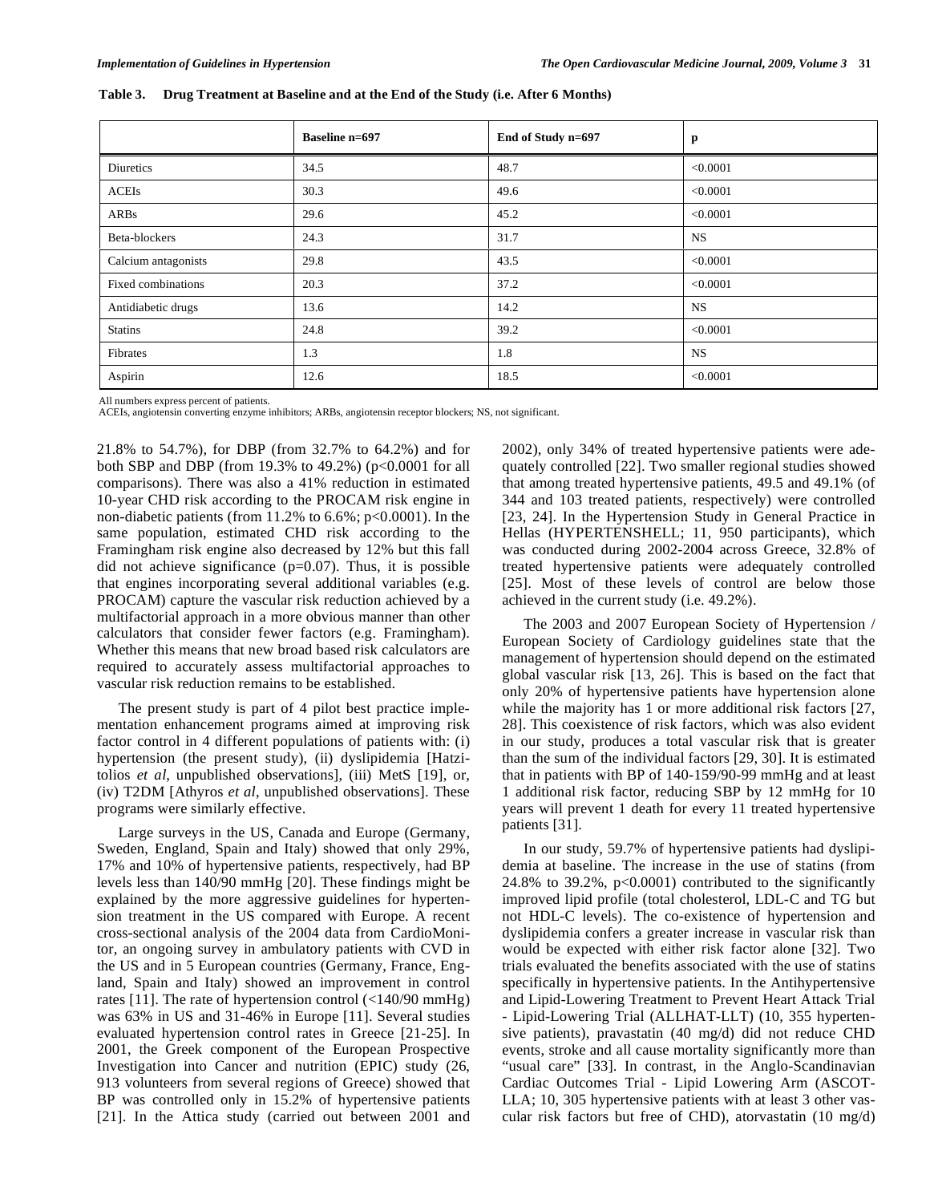**Table 3. Drug Treatment at Baseline and at the End of the Study (i.e. After 6 Months)**

| | Baseline n=697 | End of Study n=697 | p |
|---|---|---|---|
| Diuretics | 34.5 | 48.7 | <0.0001 |
| ACEIs | 30.3 | 49.6 | <0.0001 |
| ARBs | 29.6 | 45.2 | <0.0001 |
| Beta-blockers | 24.3 | 31.7 | NS |
| Calcium antagonists | 29.8 | 43.5 | <0.0001 |
| Fixed combinations | 20.3 | 37.2 | <0.0001 |
| Antidiabetic drugs | 13.6 | 14.2 | NS |
| Statins | 24.8 | 39.2 | <0.0001 |
| Fibrates | 1.3 | 1.8 | NS |
| Aspirin | 12.6 | 18.5 | <0.0001 |

All numbers express percent of patients.
ACEIs, angiotensin converting enzyme inhibitors; ARBs, angiotensin receptor blockers; NS, not significant.

21.8% to 54.7%), for DBP (from 32.7% to 64.2%) and for both SBP and DBP (from 19.3% to 49.2%) ($p<0.0001$ for all comparisons). There was also a 41% reduction in estimated 10-year CHD risk according to the PROCAM risk engine in non-diabetic patients (from 11.2% to 6.6%; $p<0.0001$). In the same population, estimated CHD risk according to the Framingham risk engine also decreased by 12% but this fall did not achieve significance ($p=0.07$). Thus, it is possible that engines incorporating several additional variables (e.g. PROCAM) capture the vascular risk reduction achieved by a multifactorial approach in a more obvious manner than other calculators that consider fewer factors (e.g. Framingham). Whether this means that new broad based risk calculators are required to accurately assess multifactorial approaches to vascular risk reduction remains to be established.

The present study is part of 4 pilot best practice implementation enhancement programs aimed at improving risk factor control in 4 different populations of patients with: (i) hypertension (the present study), (ii) dyslipidemia [Hatzitolios *et al*, unpublished observations], (iii) MetS [19], or, (iv) T2DM [Athyros *et al*, unpublished observations]. These programs were similarly effective.

Large surveys in the US, Canada and Europe (Germany, Sweden, England, Spain and Italy) showed that only 29%, 17% and 10% of hypertensive patients, respectively, had BP levels less than 140/90 mmHg [20]. These findings might be explained by the more aggressive guidelines for hypertension treatment in the US compared with Europe. A recent cross-sectional analysis of the 2004 data from CardioMonitor, an ongoing survey in ambulatory patients with CVD in the US and in 5 European countries (Germany, France, England, Spain and Italy) showed an improvement in control rates [11]. The rate of hypertension control (<140/90 mmHg) was 63% in US and 31-46% in Europe [11]. Several studies evaluated hypertension control rates in Greece [21-25]. In 2001, the Greek component of the European Prospective Investigation into Cancer and nutrition (EPIC) study (26, 913 volunteers from several regions of Greece) showed that BP was controlled only in 15.2% of hypertensive patients [21]. In the Attica study (carried out between 2001 and 2002), only 34% of treated hypertensive patients were adequately controlled [22]. Two smaller regional studies showed that among treated hypertensive patients, 49.5 and 49.1% (of 344 and 103 treated patients, respectively) were controlled [23, 24]. In the Hypertension Study in General Practice in Hellas (HYPERTENSHELL; 11, 950 participants), which was conducted during 2002-2004 across Greece, 32.8% of treated hypertensive patients were adequately controlled [25]. Most of these levels of control are below those achieved in the current study (i.e. 49.2%).

The 2003 and 2007 European Society of Hypertension / European Society of Cardiology guidelines state that the management of hypertension should depend on the estimated global vascular risk [13, 26]. This is based on the fact that only 20% of hypertensive patients have hypertension alone while the majority has 1 or more additional risk factors [27, 28]. This coexistence of risk factors, which was also evident in our study, produces a total vascular risk that is greater than the sum of the individual factors [29, 30]. It is estimated that in patients with BP of 140-159/90-99 mmHg and at least 1 additional risk factor, reducing SBP by 12 mmHg for 10 years will prevent 1 death for every 11 treated hypertensive patients [31].

In our study, 59.7% of hypertensive patients had dyslipidemia at baseline. The increase in the use of statins (from 24.8% to 39.2%, $p<0.0001$) contributed to the significantly improved lipid profile (total cholesterol, LDL-C and TG but not HDL-C levels). The co-existence of hypertension and dyslipidemia confers a greater increase in vascular risk than would be expected with either risk factor alone [32]. Two trials evaluated the benefits associated with the use of statins specifically in hypertensive patients. In the Antihypertensive and Lipid-Lowering Treatment to Prevent Heart Attack Trial - Lipid-Lowering Trial (ALLHAT-LLT) (10, 355 hypertensive patients), pravastatin (40 mg/d) did not reduce CHD events, stroke and all cause mortality significantly more than "usual care" [33]. In contrast, in the Anglo-Scandinavian Cardiac Outcomes Trial - Lipid Lowering Arm (ASCOT-LLA; 10, 305 hypertensive patients with at least 3 other vascular risk factors but free of CHD), atorvastatin (10 mg/d)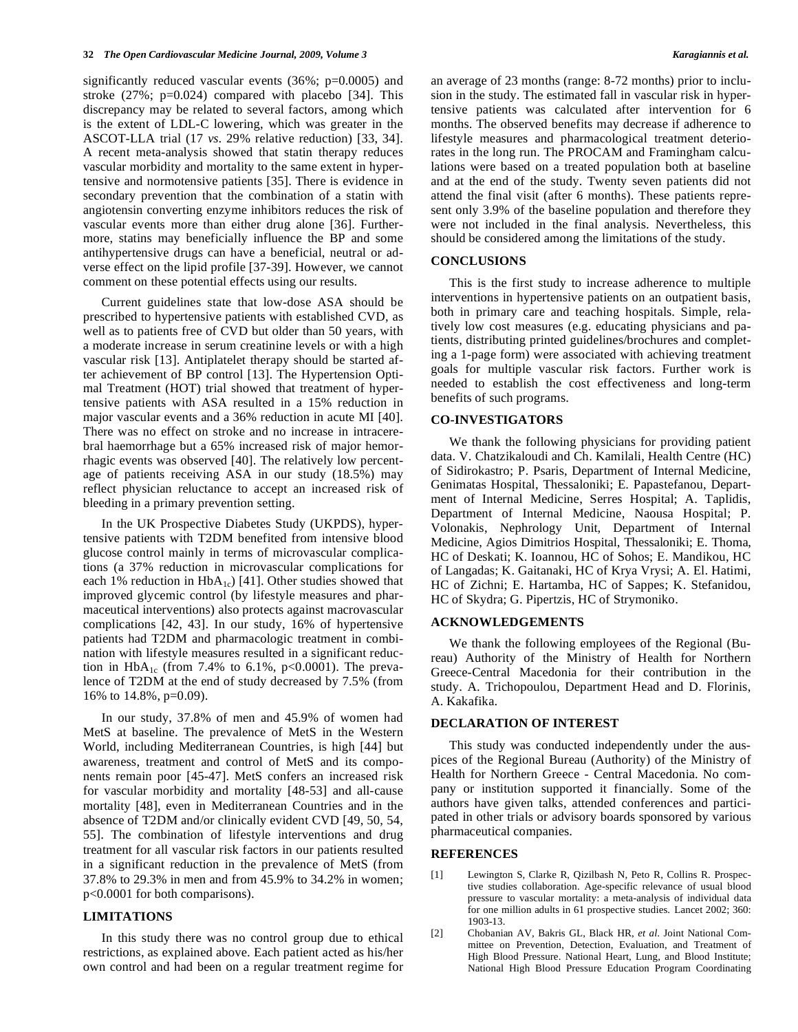significantly reduced vascular events (36%; p=0.0005) and stroke (27%; p=0.024) compared with placebo [34]. This discrepancy may be related to several factors, among which is the extent of LDL-C lowering, which was greater in the ASCOT-LLA trial (17 *vs.* 29% relative reduction) [33, 34]. A recent meta-analysis showed that statin therapy reduces vascular morbidity and mortality to the same extent in hypertensive and normotensive patients [35]. There is evidence in secondary prevention that the combination of a statin with angiotensin converting enzyme inhibitors reduces the risk of vascular events more than either drug alone [36]. Furthermore, statins may beneficially influence the BP and some antihypertensive drugs can have a beneficial, neutral or adverse effect on the lipid profile [37-39]. However, we cannot comment on these potential effects using our results.

Current guidelines state that low-dose ASA should be prescribed to hypertensive patients with established CVD, as well as to patients free of CVD but older than 50 years, with a moderate increase in serum creatinine levels or with a high vascular risk [13]. Antiplatelet therapy should be started after achievement of BP control [13]. The Hypertension Optimal Treatment (HOT) trial showed that treatment of hypertensive patients with ASA resulted in a 15% reduction in major vascular events and a 36% reduction in acute MI [40]. There was no effect on stroke and no increase in intracerebral haemorrhage but a 65% increased risk of major hemorrhagic events was observed [40]. The relatively low percentage of patients receiving ASA in our study (18.5%) may reflect physician reluctance to accept an increased risk of bleeding in a primary prevention setting.

In the UK Prospective Diabetes Study (UKPDS), hypertensive patients with T2DM benefited from intensive blood glucose control mainly in terms of microvascular complications (a 37% reduction in microvascular complications for each 1% reduction in $HbA_{1c}$) [41]. Other studies showed that improved glycemic control (by lifestyle measures and pharmaceutical interventions) also protects against macrovascular complications [42, 43]. In our study, 16% of hypertensive patients had T2DM and pharmacologic treatment in combination with lifestyle measures resulted in a significant reduction in $HbA_{1c}$ (from 7.4% to 6.1%, p<0.0001). The prevalence of T2DM at the end of study decreased by 7.5% (from 16% to 14.8%, p=0.09).

In our study, 37.8% of men and 45.9% of women had MetS at baseline. The prevalence of MetS in the Western World, including Mediterranean Countries, is high [44] but awareness, treatment and control of MetS and its components remain poor [45-47]. MetS confers an increased risk for vascular morbidity and mortality [48-53] and all-cause mortality [48], even in Mediterranean Countries and in the absence of T2DM and/or clinically evident CVD [49, 50, 54, 55]. The combination of lifestyle interventions and drug treatment for all vascular risk factors in our patients resulted in a significant reduction in the prevalence of MetS (from 37.8% to 29.3% in men and from 45.9% to 34.2% in women; p<0.0001 for both comparisons).

## LIMITATIONS

In this study there was no control group due to ethical restrictions, as explained above. Each patient acted as his/her own control and had been on a regular treatment regime for an average of 23 months (range: 8-72 months) prior to inclusion in the study. The estimated fall in vascular risk in hypertensive patients was calculated after intervention for 6 months. The observed benefits may decrease if adherence to lifestyle measures and pharmacological treatment deteriorates in the long run. The PROCAM and Framingham calculations were based on a treated population both at baseline and at the end of the study. Twenty seven patients did not attend the final visit (after 6 months). These patients represent only 3.9% of the baseline population and therefore they were not included in the final analysis. Nevertheless, this should be considered among the limitations of the study.

## CONCLUSIONS

This is the first study to increase adherence to multiple interventions in hypertensive patients on an outpatient basis, both in primary care and teaching hospitals. Simple, relatively low cost measures (e.g. educating physicians and patients, distributing printed guidelines/brochures and completing a 1-page form) were associated with achieving treatment goals for multiple vascular risk factors. Further work is needed to establish the cost effectiveness and long-term benefits of such programs.

## CO-INVESTIGATORS

We thank the following physicians for providing patient data. V. Chatzikaloudi and Ch. Kamilali, Health Centre (HC) of Sidirokastro; P. Psaris, Department of Internal Medicine, Genimatas Hospital, Thessaloniki; E. Papastefanou, Department of Internal Medicine, Serres Hospital; A. Taplidis, Department of Internal Medicine, Naousa Hospital; P. Volonakis, Nephrology Unit, Department of Internal Medicine, Agios Dimitrios Hospital, Thessaloniki; E. Thoma, HC of Deskati; K. Ioannou, HC of Sohos; E. Mandikou, HC of Langadas; K. Gaitanaki, HC of Krya Vrysi; A. El. Hatimi, HC of Zichni; E. Hartamba, HC of Sappes; K. Stefanidou, HC of Skydra; G. Pipertzis, HC of Strymoniko.

## ACKNOWLEDGEMENTS

We thank the following employees of the Regional (Bureau) Authority of the Ministry of Health for Northern Greece-Central Macedonia for their contribution in the study. A. Trichopoulou, Department Head and D. Florinis, A. Kakafika.

## DECLARATION OF INTEREST

This study was conducted independently under the auspices of the Regional Bureau (Authority) of the Ministry of Health for Northern Greece - Central Macedonia. No company or institution supported it financially. Some of the authors have given talks, attended conferences and participated in other trials or advisory boards sponsored by various pharmaceutical companies.

## REFERENCES

[1] Lewington S, Clarke R, Qizilbash N, Peto R, Collins R. Prospective studies collaboration. Age-specific relevance of usual blood pressure to vascular mortality: a meta-analysis of individual data for one million adults in 61 prospective studies. Lancet 2002; 360: 1903-13.

[2] Chobanian AV, Bakris GL, Black HR, *et al.* Joint National Committee on Prevention, Detection, Evaluation, and Treatment of High Blood Pressure. National Heart, Lung, and Blood Institute; National High Blood Pressure Education Program Coordinating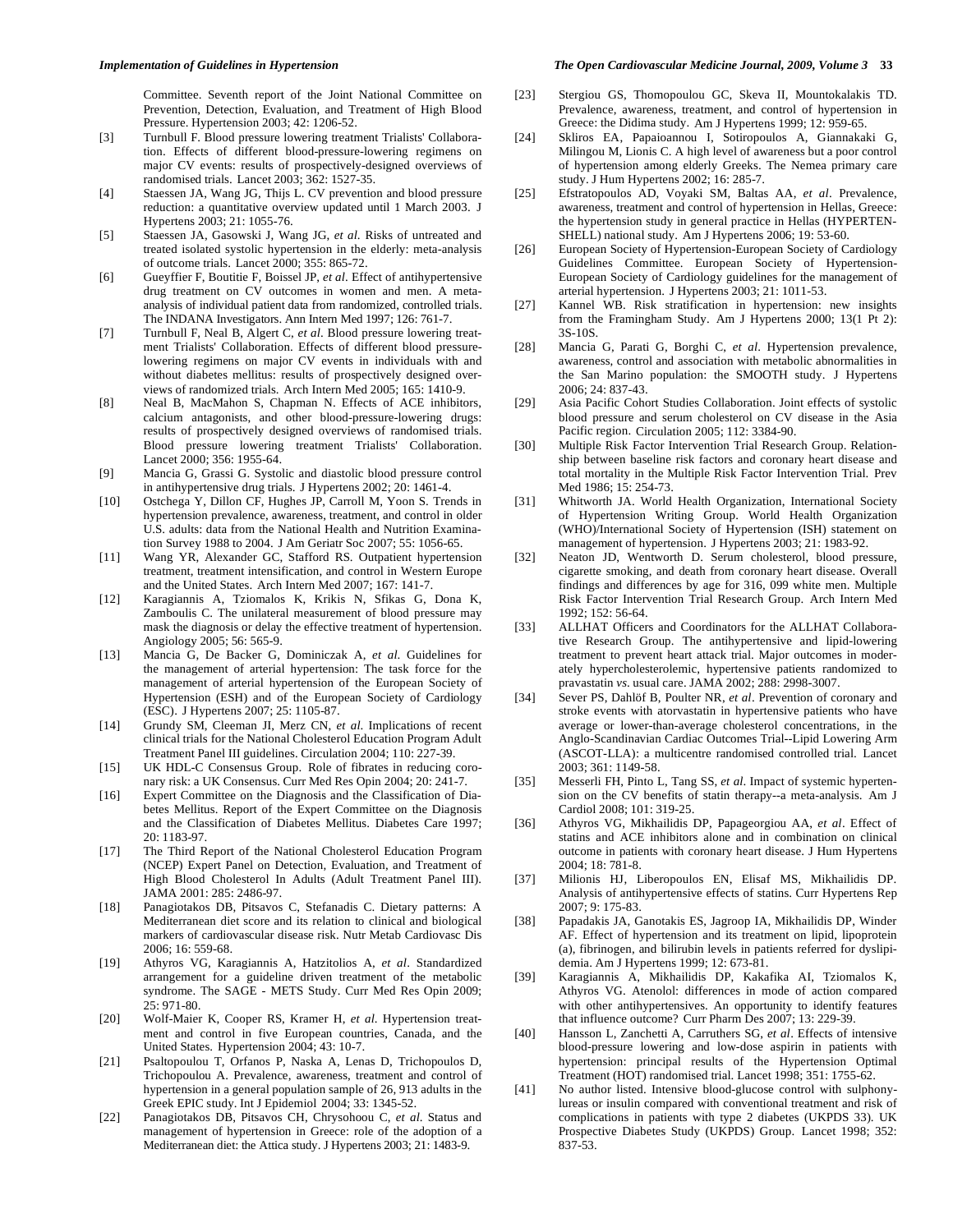Committee. Seventh report of the Joint National Committee on Prevention, Detection, Evaluation, and Treatment of High Blood Pressure. Hypertension 2003; 42: 1206-52.

[3] Turnbull F. Blood pressure lowering treatment Trialists' Collaboration. Effects of different blood-pressure-lowering regimens on major CV events: results of prospectively-designed overviews of randomised trials. Lancet 2003; 362: 1527-35.

[4] Staessen JA, Wang JG, Thijs L. CV prevention and blood pressure reduction: a quantitative overview updated until 1 March 2003. J Hypertens 2003; 21: 1055-76.

[5] Staessen JA, Gasowski J, Wang JG, *et al*. Risks of untreated and treated isolated systolic hypertension in the elderly: meta-analysis of outcome trials. Lancet 2000; 355: 865-72.

[6] Gueyffier F, Boutitie F, Boissel JP, *et al*. Effect of antihypertensive drug treatment on CV outcomes in women and men. A meta-analysis of individual patient data from randomized, controlled trials. The INDANA Investigators. Ann Intern Med 1997; 126: 761-7.

[7] Turnbull F, Neal B, Algert C, *et al*. Blood pressure lowering treatment Trialists' Collaboration. Effects of different blood pressure-lowering regimens on major CV events in individuals with and without diabetes mellitus: results of prospectively designed overviews of randomized trials. Arch Intern Med 2005; 165: 1410-9.

[8] Neal B, MacMahon S, Chapman N. Effects of ACE inhibitors, calcium antagonists, and other blood-pressure-lowering drugs: results of prospectively designed overviews of randomised trials. Blood pressure lowering treatment Trialists' Collaboration. Lancet 2000; 356: 1955-64.

[9] Mancia G, Grassi G. Systolic and diastolic blood pressure control in antihypertensive drug trials. J Hypertens 2002; 20: 1461-4.

[10] Ostchega Y, Dillon CF, Hughes JP, Carroll M, Yoon S. Trends in hypertension prevalence, awareness, treatment, and control in older U.S. adults: data from the National Health and Nutrition Examination Survey 1988 to 2004. J Am Geriatr Soc 2007; 55: 1056-65.

[11] Wang YR, Alexander GC, Stafford RS. Outpatient hypertension treatment, treatment intensification, and control in Western Europe and the United States. Arch Intern Med 2007; 167: 141-7.

[12] Karagiannis A, Tziomalos K, Krikis N, Sfikas G, Dona K, Zamboulis C. The unilateral measurement of blood pressure may mask the diagnosis or delay the effective treatment of hypertension. Angiology 2005; 56: 565-9.

[13] Mancia G, De Backer G, Dominiczak A, *et al*. Guidelines for the management of arterial hypertension: The task force for the management of arterial hypertension of the European Society of Hypertension (ESH) and of the European Society of Cardiology (ESC). J Hypertens 2007; 25: 1105-87.

[14] Grundy SM, Cleeman JI, Merz CN, *et al*. Implications of recent clinical trials for the National Cholesterol Education Program Adult Treatment Panel III guidelines. Circulation 2004; 110: 227-39.

[15] UK HDL-C Consensus Group. Role of fibrates in reducing coronary risk: a UK Consensus. Curr Med Res Opin 2004; 20: 241-7.

[16] Expert Committee on the Diagnosis and the Classification of Diabetes Mellitus. Report of the Expert Committee on the Diagnosis and the Classification of Diabetes Mellitus. Diabetes Care 1997; 20: 1183-97.

[17] The Third Report of the National Cholesterol Education Program (NCEP) Expert Panel on Detection, Evaluation, and Treatment of High Blood Cholesterol In Adults (Adult Treatment Panel III). JAMA 2001: 285: 2486-97.

[18] Panagiotakos DB, Pitsavos C, Stefanadis C. Dietary patterns: A Mediterranean diet score and its relation to clinical and biological markers of cardiovascular disease risk. Nutr Metab Cardiovasc Dis 2006; 16: 559-68.

[19] Athyros VG, Karagiannis A, Hatzitolios A, *et al*. Standardized arrangement for a guideline driven treatment of the metabolic syndrome. The SAGE - METS Study. Curr Med Res Opin 2009; 25: 971-80.

[20] Wolf-Maier K, Cooper RS, Kramer H, *et al*. Hypertension treatment and control in five European countries, Canada, and the United States. Hypertension 2004; 43: 10-7.

[21] Psaltopoulou T, Orfanos P, Naska A, Lenas D, Trichopoulos D, Trichopoulou A. Prevalence, awareness, treatment and control of hypertension in a general population sample of 26, 913 adults in the Greek EPIC study. Int J Epidemiol 2004; 33: 1345-52.

[22] Panagiotakos DB, Pitsavos CH, Chrysohoou C, *et al*. Status and management of hypertension in Greece: role of the adoption of a Mediterranean diet: the Attica study. J Hypertens 2003; 21: 1483-9.

[23] Stergiou GS, Thomopoulou GC, Skeva II, Mountokalakis TD. Prevalence, awareness, treatment, and control of hypertension in Greece: the Didima study. Am J Hypertens 1999; 12: 959-65.

[24] Skliros EA, Papaioannou I, Sotiropoulos A, Giannakaki G, Milingou M, Lionis C. A high level of awareness but a poor control of hypertension among elderly Greeks. The Nemea primary care study. J Hum Hypertens 2002; 16: 285-7.

[25] Efstratopoulos AD, Voyaki SM, Baltas AA, *et al*. Prevalence, awareness, treatment and control of hypertension in Hellas, Greece: the hypertension study in general practice in Hellas (HYPERTEN-SHELL) national study. Am J Hypertens 2006; 19: 53-60.

[26] European Society of Hypertension-European Society of Cardiology Guidelines Committee. European Society of Hypertension-European Society of Cardiology guidelines for the management of arterial hypertension. J Hypertens 2003; 21: 1011-53.

[27] Kannel WB. Risk stratification in hypertension: new insights from the Framingham Study. Am J Hypertens 2000; 13(1 Pt 2): 3S-10S.

[28] Mancia G, Parati G, Borghi C, *et al*. Hypertension prevalence, awareness, control and association with metabolic abnormalities in the San Marino population: the SMOOTH study. J Hypertens 2006; 24: 837-43.

[29] Asia Pacific Cohort Studies Collaboration. Joint effects of systolic blood pressure and serum cholesterol on CV disease in the Asia Pacific region. Circulation 2005; 112: 3384-90.

[30] Multiple Risk Factor Intervention Trial Research Group. Relationship between baseline risk factors and coronary heart disease and total mortality in the Multiple Risk Factor Intervention Trial. Prev Med 1986; 15: 254-73.

[31] Whitworth JA. World Health Organization, International Society of Hypertension Writing Group. World Health Organization (WHO)/International Society of Hypertension (ISH) statement on management of hypertension. J Hypertens 2003; 21: 1983-92.

[32] Neaton JD, Wentworth D. Serum cholesterol, blood pressure, cigarette smoking, and death from coronary heart disease. Overall findings and differences by age for 316, 099 white men. Multiple Risk Factor Intervention Trial Research Group. Arch Intern Med 1992; 152: 56-64.

[33] ALLHAT Officers and Coordinators for the ALLHAT Collaborative Research Group. The antihypertensive and lipid-lowering treatment to prevent heart attack trial. Major outcomes in moderately hypercholesterolemic, hypertensive patients randomized to pravastatin *vs*. usual care. JAMA 2002; 288: 2998-3007.

[34] Sever PS, Dahlöf B, Poulter NR, *et al*. Prevention of coronary and stroke events with atorvastatin in hypertensive patients who have average or lower-than-average cholesterol concentrations, in the Anglo-Scandinavian Cardiac Outcomes Trial--Lipid Lowering Arm (ASCOT-LLA): a multicentre randomised controlled trial. Lancet 2003; 361: 1149-58.

[35] Messerli FH, Pinto L, Tang SS, *et al*. Impact of systemic hypertension on the CV benefits of statin therapy--a meta-analysis. Am J Cardiol 2008; 101: 319-25.

[36] Athyros VG, Mikhailidis DP, Papageorgiou AA, *et al*. Effect of statins and ACE inhibitors alone and in combination on clinical outcome in patients with coronary heart disease. J Hum Hypertens 2004; 18: 781-8.

[37] Milionis HJ, Liberopoulos EN, Elisaf MS, Mikhailidis DP. Analysis of antihypertensive effects of statins. Curr Hypertens Rep 2007; 9: 175-83.

[38] Papadakis JA, Ganotakis ES, Jagroop IA, Mikhailidis DP, Winder AF. Effect of hypertension and its treatment on lipid, lipoprotein (a), fibrinogen, and bilirubin levels in patients referred for dyslipidemia. Am J Hypertens 1999; 12: 673-81.

[39] Karagiannis A, Mikhailidis DP, Kakafika AI, Tziomalos K, Athyros VG. Atenolol: differences in mode of action compared with other antihypertensives. An opportunity to identify features that influence outcome? Curr Pharm Des 2007; 13: 229-39.

[40] Hansson L, Zanchetti A, Carruthers SG, *et al*. Effects of intensive blood-pressure lowering and low-dose aspirin in patients with hypertension: principal results of the Hypertension Optimal Treatment (HOT) randomised trial. Lancet 1998; 351: 1755-62.

[41] No author listed. Intensive blood-glucose control with sulphonylureas or insulin compared with conventional treatment and risk of complications in patients with type 2 diabetes (UKPDS 33). UK Prospective Diabetes Study (UKPDS) Group. Lancet 1998; 352: 837-53.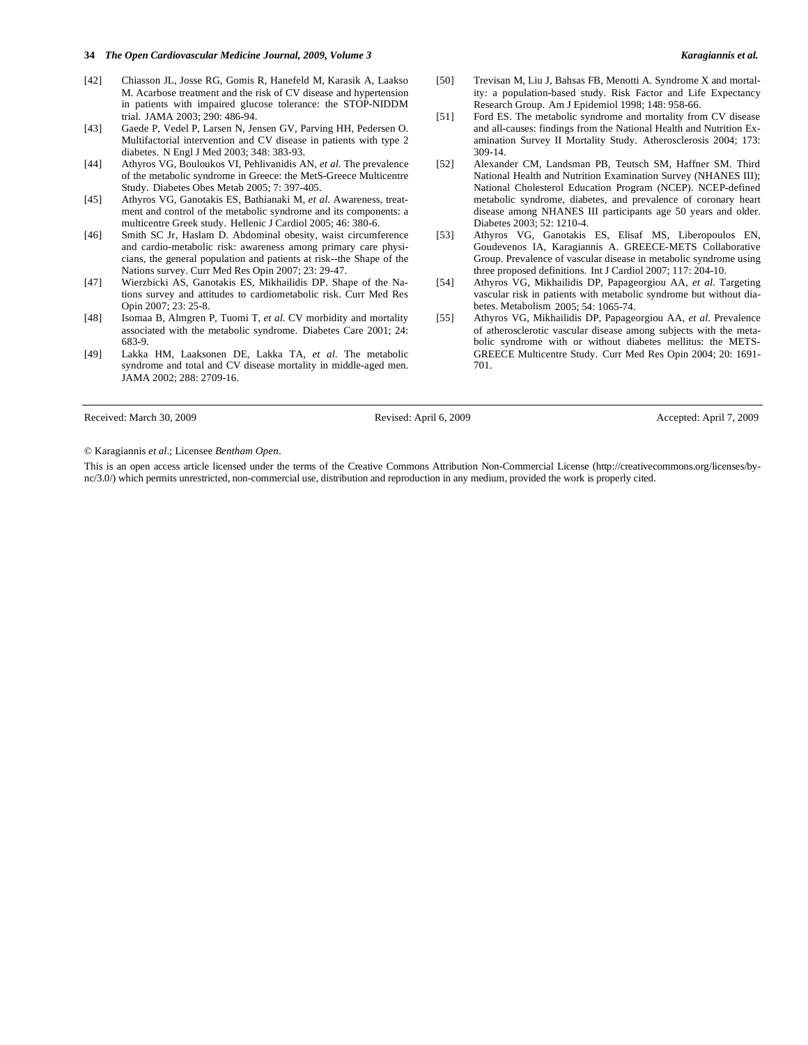[42] Chiasson JL, Josse RG, Gomis R, Hanefeld M, Karasik A, Laakso M. Acarbose treatment and the risk of CV disease and hypertension in patients with impaired glucose tolerance: the STOP-NIDDM trial. JAMA 2003; 290: 486-94.

[43] Gaede P, Vedel P, Larsen N, Jensen GV, Parving HH, Pedersen O. Multifactorial intervention and CV disease in patients with type 2 diabetes. N Engl J Med 2003; 348: 383-93.

[44] Athyros VG, Bouloukos VI, Pehlivanidis AN, *et al*. The prevalence of the metabolic syndrome in Greece: the MetS-Greece Multicentre Study. Diabetes Obes Metab 2005; 7: 397-405.

[45] Athyros VG, Ganotakis ES, Bathianaki M, *et al*. Awareness, treatment and control of the metabolic syndrome and its components: a multicentre Greek study. Hellenic J Cardiol 2005; 46: 380-6.

[46] Smith SC Jr, Haslam D. Abdominal obesity, waist circumference and cardio-metabolic risk: awareness among primary care physicians, the general population and patients at risk--the Shape of the Nations survey. Curr Med Res Opin 2007; 23: 29-47.

[47] Wierzbicki AS, Ganotakis ES, Mikhailidis DP. Shape of the Nations survey and attitudes to cardiometabolic risk. Curr Med Res Opin 2007; 23: 25-8.

[48] Isomaa B, Almgren P, Tuomi T, *et al*. CV morbidity and mortality associated with the metabolic syndrome. Diabetes Care 2001; 24: 683-9.

[49] Lakka HM, Laaksonen DE, Lakka TA, *et al*. The metabolic syndrome and total and CV disease mortality in middle-aged men. JAMA 2002; 288: 2709-16.

[50] Trevisan M, Liu J, Bahsas FB, Menotti A. Syndrome X and mortality: a population-based study. Risk Factor and Life Expectancy Research Group. Am J Epidemiol 1998; 148: 958-66.

[51] Ford ES. The metabolic syndrome and mortality from CV disease and all-causes: findings from the National Health and Nutrition Examination Survey II Mortality Study. Atherosclerosis 2004; 173: 309-14.

[52] Alexander CM, Landsman PB, Teutsch SM, Haffner SM. Third National Health and Nutrition Examination Survey (NHANES III); National Cholesterol Education Program (NCEP). NCEP-defined metabolic syndrome, diabetes, and prevalence of coronary heart disease among NHANES III participants age 50 years and older. Diabetes 2003; 52: 1210-4.

[53] Athyros VG, Ganotakis ES, Elisaf MS, Liberopoulos EN, Goudevenos IA, Karagiannis A. GREECE-METS Collaborative Group. Prevalence of vascular disease in metabolic syndrome using three proposed definitions. Int J Cardiol 2007; 117: 204-10.

[54] Athyros VG, Mikhailidis DP, Papageorgiou AA, *et al*. Targeting vascular risk in patients with metabolic syndrome but without diabetes. Metabolism 2005; 54: 1065-74.

[55] Athyros VG, Mikhailidis DP, Papageorgiou AA, *et al*. Prevalence of atherosclerotic vascular disease among subjects with the metabolic syndrome with or without diabetes mellitus: the METS-GREECE Multicentre Study. Curr Med Res Opin 2004; 20: 1691-701.

---

Received: March 30, 2009    Revised: April 6, 2009    Accepted: April 7, 2009

© Karagiannis *et al*.; Licensee *Bentham Open*.

This is an open access article licensed under the terms of the Creative Commons Attribution Non-Commercial License (http://creativecommons.org/licenses/by-nc/3.0/) which permits unrestricted, non-commercial use, distribution and reproduction in any medium, provided the work is properly cited.